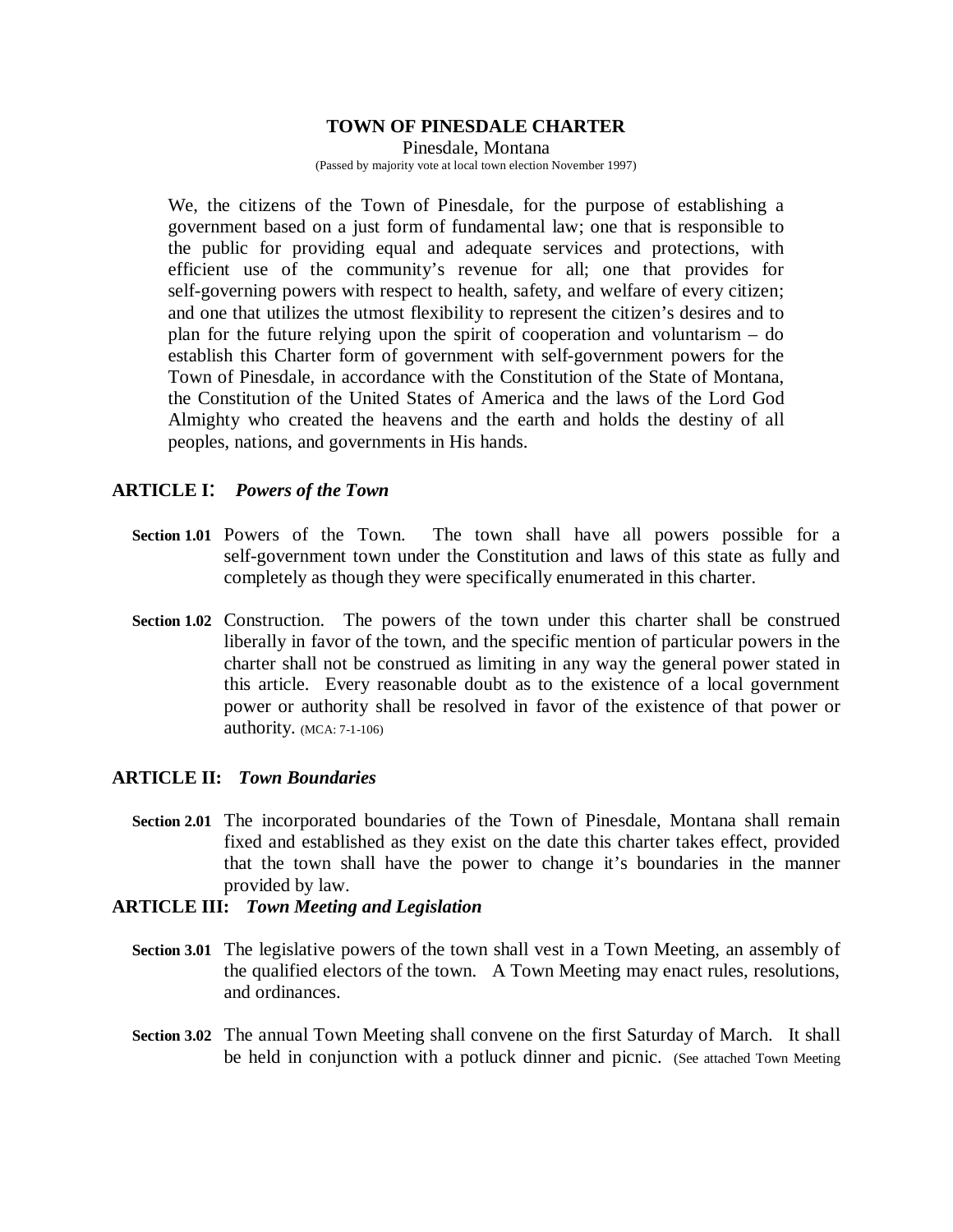# TOWN OF PINESDALE CHARTER

Pinesdale, Montana

(Passed by majority vote at local town election November 1997)

We, the citizens of the Town of Pinesdale, for the purpose of establishing a government based on a just form of fundamental law; one that is responsible to the public for providing equal and adequate services and protections, with efficient use of the community's revenue for all; one that provides for self-governing powers with respect to health, safety, and welfare of every citizen; and one that utilizes the utmost flexibility to represent the citizen's desires and to plan for the future relying upon the spirit of cooperation and voluntarism – do establish this Charter form of government with self-government powers for the Town of Pinesdale, in accordance with the Constitution of the State of Montana, the Constitution of the United States of America and the laws of the Lord God Almighty who created the heavens and the earth and holds the destiny of all peoples, nations, and governments in His hands.

## ARTICLE I: *Powers of the Town*

**Section 1.01** Powers of the Town. The town shall have all powers possible for a self-government town under the Constitution and laws of this state as fully and completely as though they were specifically enumerated in this charter.

**Section 1.02** Construction. The powers of the town under this charter shall be construed liberally in favor of the town, and the specific mention of particular powers in the charter shall not be construed as limiting in any way the general power stated in this article. Every reasonable doubt as to the existence of a local government power or authority shall be resolved in favor of the existence of that power or authority. (MCA: 7-1-106)

## ARTICLE II: *Town Boundaries*

**Section 2.01** The incorporated boundaries of the Town of Pinesdale, Montana shall remain fixed and established as they exist on the date this charter takes effect, provided that the town shall have the power to change it's boundaries in the manner provided by law.

## ARTICLE III: *Town Meeting and Legislation*

**Section 3.01** The legislative powers of the town shall vest in a Town Meeting, an assembly of the qualified electors of the town. A Town Meeting may enact rules, resolutions, and ordinances.

**Section 3.02** The annual Town Meeting shall convene on the first Saturday of March. It shall be held in conjunction with a potluck dinner and picnic. (See attached Town Meeting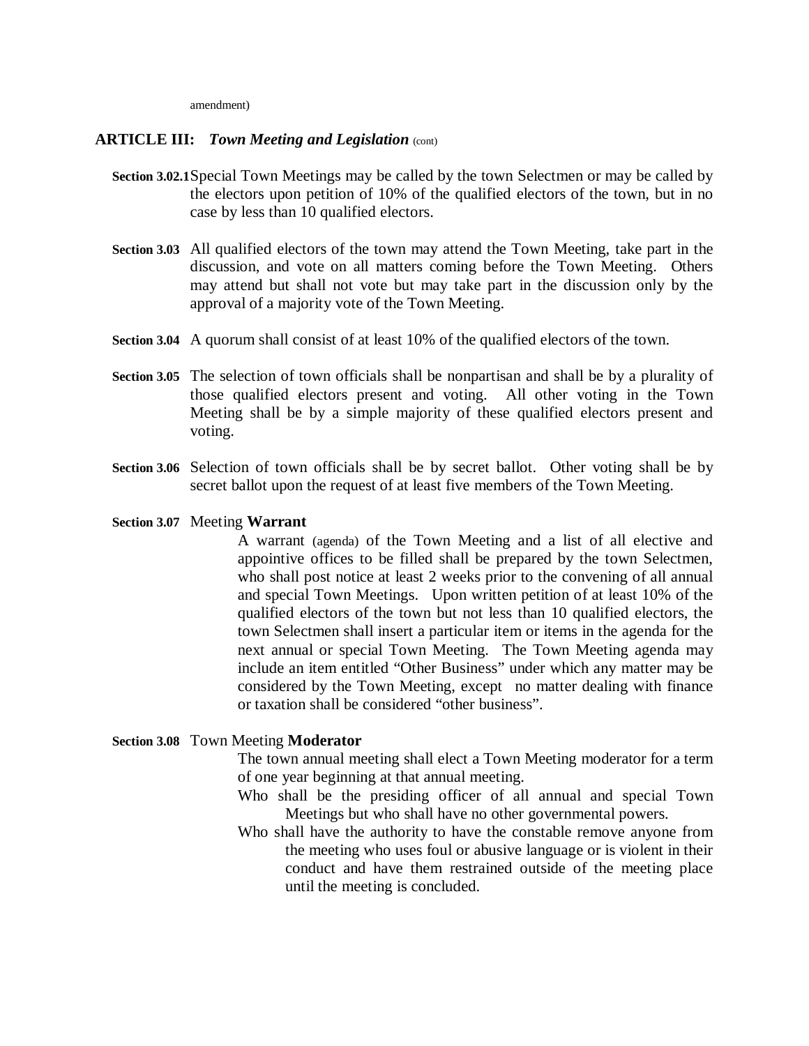amendment)

## ARTICLE III: *Town Meeting and Legislation* (cont)

**Section 3.02.1** Special Town Meetings may be called by the town Selectmen or may be called by the electors upon petition of 10% of the qualified electors of the town, but in no case by less than 10 qualified electors.

**Section 3.03** All qualified electors of the town may attend the Town Meeting, take part in the discussion, and vote on all matters coming before the Town Meeting. Others may attend but shall not vote but may take part in the discussion only by the approval of a majority vote of the Town Meeting.

**Section 3.04** A quorum shall consist of at least 10% of the qualified electors of the town.

**Section 3.05** The selection of town officials shall be nonpartisan and shall be by a plurality of those qualified electors present and voting. All other voting in the Town Meeting shall be by a simple majority of these qualified electors present and voting.

**Section 3.06** Selection of town officials shall be by secret ballot. Other voting shall be by secret ballot upon the request of at least five members of the Town Meeting.

**Section 3.07** Meeting **Warrant**

A warrant (agenda) of the Town Meeting and a list of all elective and appointive offices to be filled shall be prepared by the town Selectmen, who shall post notice at least 2 weeks prior to the convening of all annual and special Town Meetings. Upon written petition of at least 10% of the qualified electors of the town but not less than 10 qualified electors, the town Selectmen shall insert a particular item or items in the agenda for the next annual or special Town Meeting. The Town Meeting agenda may include an item entitled "Other Business" under which any matter may be considered by the Town Meeting, except no matter dealing with finance or taxation shall be considered "other business".

**Section 3.08** Town Meeting **Moderator**

The town annual meeting shall elect a Town Meeting moderator for a term of one year beginning at that annual meeting.

Who shall be the presiding officer of all annual and special Town Meetings but who shall have no other governmental powers.

Who shall have the authority to have the constable remove anyone from the meeting who uses foul or abusive language or is violent in their conduct and have them restrained outside of the meeting place until the meeting is concluded.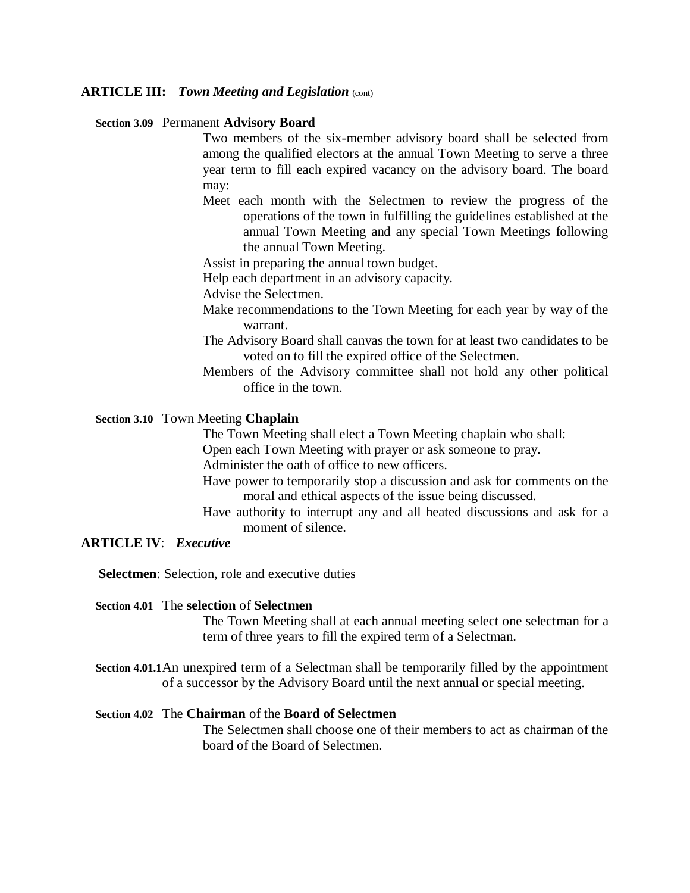## ARTICLE III: *Town Meeting and Legislation* (cont)

**Section 3.09** Permanent **Advisory Board**

Two members of the six-member advisory board shall be selected from among the qualified electors at the annual Town Meeting to serve a three year term to fill each expired vacancy on the advisory board. The board may:

Meet each month with the Selectmen to review the progress of the operations of the town in fulfilling the guidelines established at the annual Town Meeting and any special Town Meetings following the annual Town Meeting.

Assist in preparing the annual town budget.

Help each department in an advisory capacity.

Advise the Selectmen.

Make recommendations to the Town Meeting for each year by way of the warrant.

The Advisory Board shall canvas the town for at least two candidates to be voted on to fill the expired office of the Selectmen.

Members of the Advisory committee shall not hold any other political office in the town.

**Section 3.10** Town Meeting **Chaplain**

The Town Meeting shall elect a Town Meeting chaplain who shall:

Open each Town Meeting with prayer or ask someone to pray.

Administer the oath of office to new officers.

Have power to temporarily stop a discussion and ask for comments on the moral and ethical aspects of the issue being discussed.

Have authority to interrupt any and all heated discussions and ask for a moment of silence.

## ARTICLE IV: *Executive*

**Selectmen**: Selection, role and executive duties

**Section 4.01** The **selection** of **Selectmen**

The Town Meeting shall at each annual meeting select one selectman for a term of three years to fill the expired term of a Selectman.

**Section 4.01.1** An unexpired term of a Selectman shall be temporarily filled by the appointment of a successor by the Advisory Board until the next annual or special meeting.

**Section 4.02** The **Chairman** of the **Board of Selectmen**

The Selectmen shall choose one of their members to act as chairman of the board of the Board of Selectmen.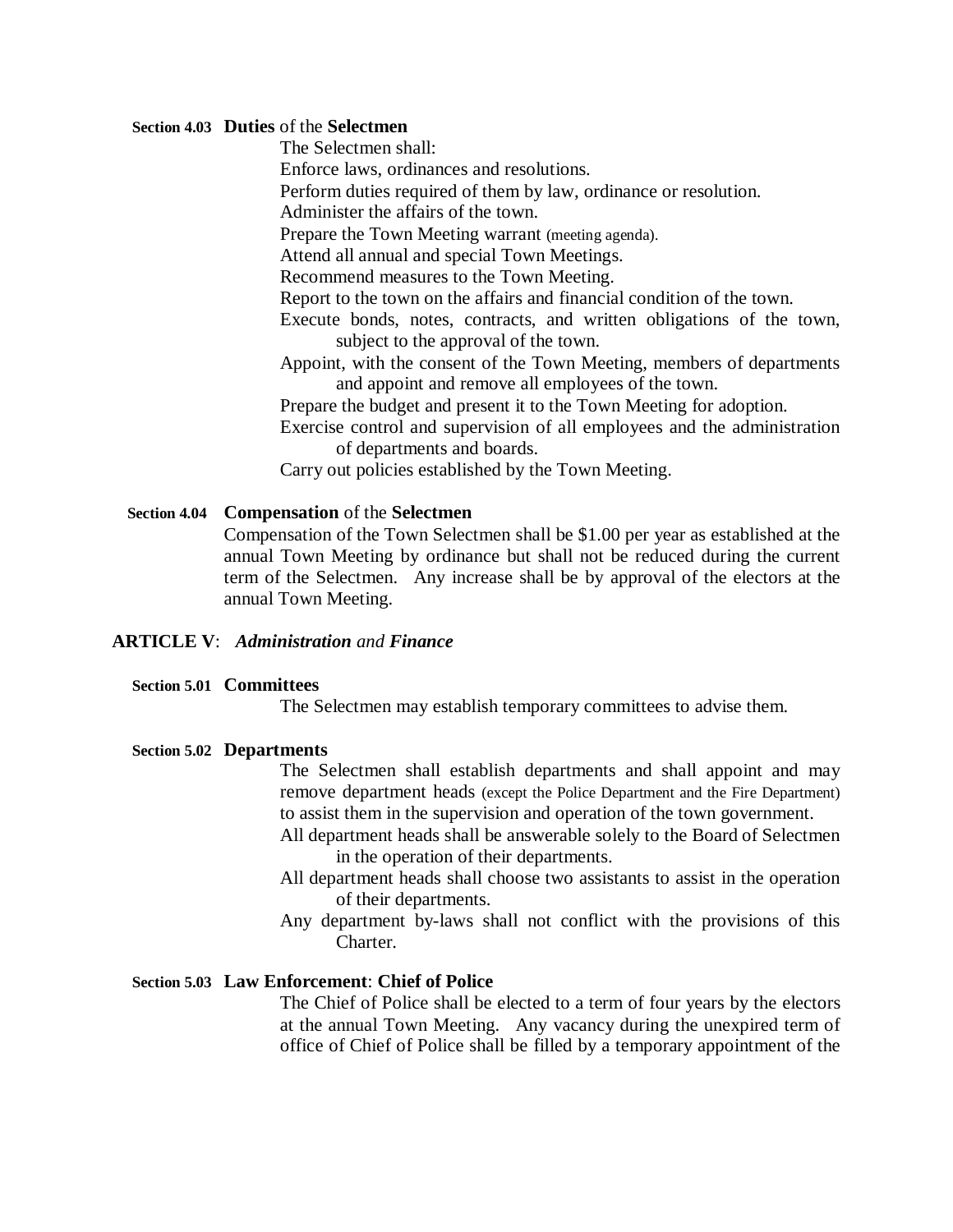**Section 4.03 Duties of the Selectmen**

The Selectmen shall:

Enforce laws, ordinances and resolutions.

Perform duties required of them by law, ordinance or resolution.

Administer the affairs of the town.

Prepare the Town Meeting warrant (meeting agenda).

Attend all annual and special Town Meetings.

Recommend measures to the Town Meeting.

Report to the town on the affairs and financial condition of the town.

Execute bonds, notes, contracts, and written obligations of the town, subject to the approval of the town.

Appoint, with the consent of the Town Meeting, members of departments and appoint and remove all employees of the town.

Prepare the budget and present it to the Town Meeting for adoption.

Exercise control and supervision of all employees and the administration of departments and boards.

Carry out policies established by the Town Meeting.

**Section 4.04 Compensation of the Selectmen**

Compensation of the Town Selectmen shall be $1.00 per year as established at the annual Town Meeting by ordinance but shall not be reduced during the current term of the Selectmen. Any increase shall be by approval of the electors at the annual Town Meeting.

## ARTICLE V: *Administration and Finance*

**Section 5.01 Committees**

The Selectmen may establish temporary committees to advise them.

**Section 5.02 Departments**

The Selectmen shall establish departments and shall appoint and may remove department heads (except the Police Department and the Fire Department) to assist them in the supervision and operation of the town government.

All department heads shall be answerable solely to the Board of Selectmen in the operation of their departments.

All department heads shall choose two assistants to assist in the operation of their departments.

Any department by-laws shall not conflict with the provisions of this Charter.

**Section 5.03 Law Enforcement: Chief of Police**

The Chief of Police shall be elected to a term of four years by the electors at the annual Town Meeting. Any vacancy during the unexpired term of office of Chief of Police shall be filled by a temporary appointment of the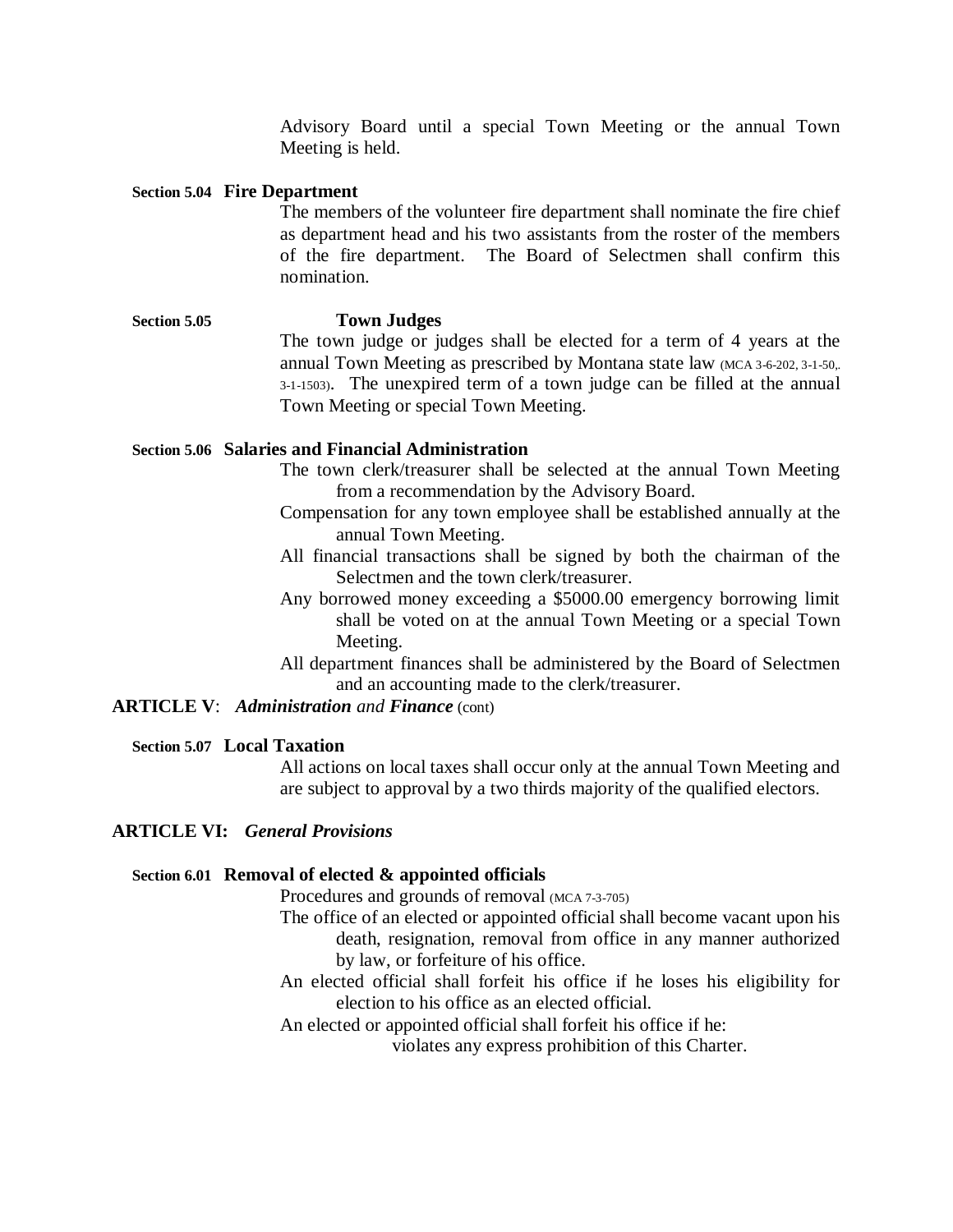Advisory Board until a special Town Meeting or the annual Town Meeting is held.

### Section 5.04 Fire Department

The members of the volunteer fire department shall nominate the fire chief as department head and his two assistants from the roster of the members of the fire department. The Board of Selectmen shall confirm this nomination.

### Section 5.05 Town Judges

The town judge or judges shall be elected for a term of 4 years at the annual Town Meeting as prescribed by Montana state law (MCA 3-6-202, 3-1-50,. 3-1-1503). The unexpired term of a town judge can be filled at the annual Town Meeting or special Town Meeting.

### Section 5.06 Salaries and Financial Administration

The town clerk/treasurer shall be selected at the annual Town Meeting from a recommendation by the Advisory Board.

Compensation for any town employee shall be established annually at the annual Town Meeting.

All financial transactions shall be signed by both the chairman of the Selectmen and the town clerk/treasurer.

Any borrowed money exceeding a $5000.00 emergency borrowing limit shall be voted on at the annual Town Meeting or a special Town Meeting.

All department finances shall be administered by the Board of Selectmen and an accounting made to the clerk/treasurer.

## ARTICLE V: *Administration and Finance* (cont)

### Section 5.07 Local Taxation

All actions on local taxes shall occur only at the annual Town Meeting and are subject to approval by a two thirds majority of the qualified electors.

## ARTICLE VI: *General Provisions*

### Section 6.01 Removal of elected & appointed officials

Procedures and grounds of removal (MCA 7-3-705)

The office of an elected or appointed official shall become vacant upon his death, resignation, removal from office in any manner authorized by law, or forfeiture of his office.

An elected official shall forfeit his office if he loses his eligibility for election to his office as an elected official.

An elected or appointed official shall forfeit his office if he:

violates any express prohibition of this Charter.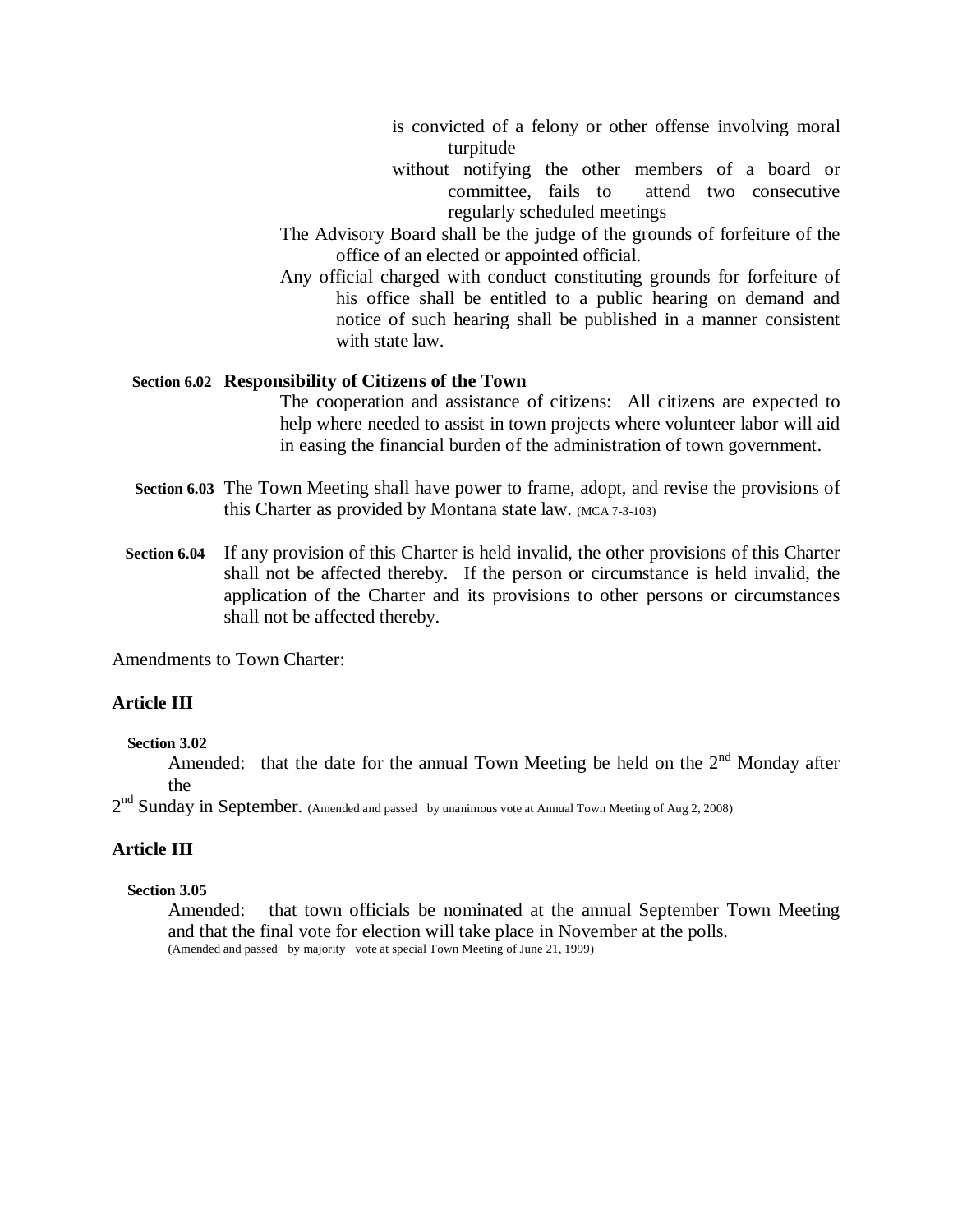is convicted of a felony or other offense involving moral turpitude

without notifying the other members of a board or committee, fails to attend two consecutive regularly scheduled meetings

The Advisory Board shall be the judge of the grounds of forfeiture of the office of an elected or appointed official.

Any official charged with conduct constituting grounds for forfeiture of his office shall be entitled to a public hearing on demand and notice of such hearing shall be published in a manner consistent with state law.

**Section 6.02** **Responsibility of Citizens of the Town**

The cooperation and assistance of citizens: All citizens are expected to help where needed to assist in town projects where volunteer labor will aid in easing the financial burden of the administration of town government.

**Section 6.03** The Town Meeting shall have power to frame, adopt, and revise the provisions of this Charter as provided by Montana state law. (MCA 7-3-103)

**Section 6.04** If any provision of this Charter is held invalid, the other provisions of this Charter shall not be affected thereby. If the person or circumstance is held invalid, the application of the Charter and its provisions to other persons or circumstances shall not be affected thereby.

Amendments to Town Charter:

## Article III

**Section 3.02**

Amended: that the date for the annual Town Meeting be held on the 2nd Monday after the 2nd Sunday in September. (Amended and passed by unanimous vote at Annual Town Meeting of Aug 2, 2008)

## Article III

**Section 3.05**

Amended: that town officials be nominated at the annual September Town Meeting and that the final vote for election will take place in November at the polls.
(Amended and passed by majority vote at special Town Meeting of June 21, 1999)